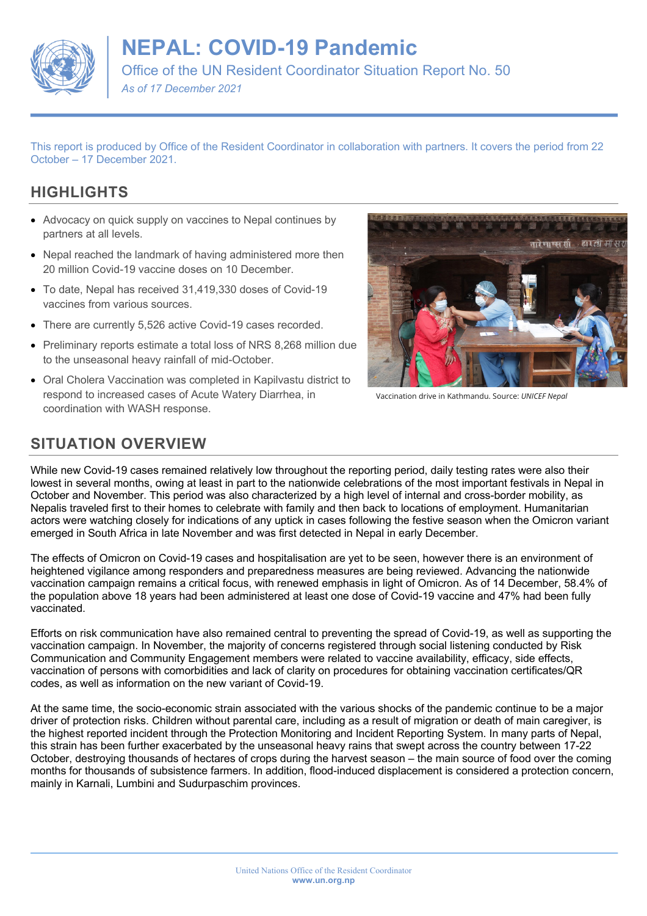# NEPAL: COVID-19 Pandemic

Office of the UN Resident Coordinator Situation Report No. 50

*As of 17 December 2021*

This report is produced by Office of the Resident Coordinator in collaboration with partners. It covers the period from 22 October – 17 December 2021.

## HIGHLIGHTS

- Advocacy on quick supply on vaccines to Nepal continues by partners at all levels.
- Nepal reached the landmark of having administered more then 20 million Covid-19 vaccine doses on 10 December.
- To date, Nepal has received 31,419,330 doses of Covid-19 vaccines from various sources.
- There are currently 5,526 active Covid-19 cases recorded.
- Preliminary reports estimate a total loss of NRS 8,268 million due to the unseasonal heavy rainfall of mid-October.
- Oral Cholera Vaccination was completed in Kapilvastu district to respond to increased cases of Acute Watery Diarrhea, in coordination with WASH response.

Vaccination drive in Kathmandu. Source: *UNICEF Nepal*

## SITUATION OVERVIEW

While new Covid-19 cases remained relatively low throughout the reporting period, daily testing rates were also their lowest in several months, owing at least in part to the nationwide celebrations of the most important festivals in Nepal in October and November. This period was also characterized by a high level of internal and cross-border mobility, as Nepalis traveled first to their homes to celebrate with family and then back to locations of employment. Humanitarian actors were watching closely for indications of any uptick in cases following the festive season when the Omicron variant emerged in South Africa in late November and was first detected in Nepal in early December.

The effects of Omicron on Covid-19 cases and hospitalisation are yet to be seen, however there is an environment of heightened vigilance among responders and preparedness measures are being reviewed. Advancing the nationwide vaccination campaign remains a critical focus, with renewed emphasis in light of Omicron. As of 14 December, 58.4% of the population above 18 years had been administered at least one dose of Covid-19 vaccine and 47% had been fully vaccinated.

Efforts on risk communication have also remained central to preventing the spread of Covid-19, as well as supporting the vaccination campaign. In November, the majority of concerns registered through social listening conducted by Risk Communication and Community Engagement members were related to vaccine availability, efficacy, side effects, vaccination of persons with comorbidities and lack of clarity on procedures for obtaining vaccination certificates/QR codes, as well as information on the new variant of Covid-19.

At the same time, the socio-economic strain associated with the various shocks of the pandemic continue to be a major driver of protection risks. Children without parental care, including as a result of migration or death of main caregiver, is the highest reported incident through the Protection Monitoring and Incident Reporting System. In many parts of Nepal, this strain has been further exacerbated by the unseasonal heavy rains that swept across the country between 17-22 October, destroying thousands of hectares of crops during the harvest season – the main source of food over the coming months for thousands of subsistence farmers. In addition, flood-induced displacement is considered a protection concern, mainly in Karnali, Lumbini and Sudurpaschim provinces.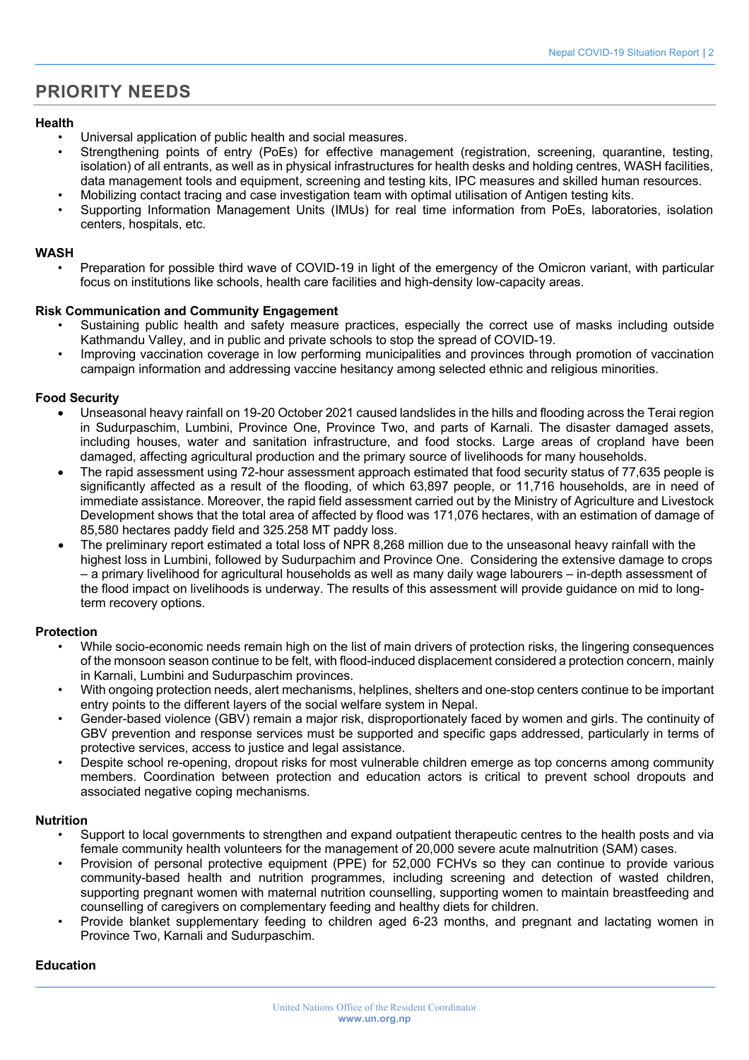## PRIORITY NEEDS

**Health**

- Universal application of public health and social measures.
- Strengthening points of entry (PoEs) for effective management (registration, screening, quarantine, testing, isolation) of all entrants, as well as in physical infrastructures for health desks and holding centres, WASH facilities, data management tools and equipment, screening and testing kits, IPC measures and skilled human resources.
- Mobilizing contact tracing and case investigation team with optimal utilisation of Antigen testing kits.
- Supporting Information Management Units (IMUs) for real time information from PoEs, laboratories, isolation centers, hospitals, etc.

**WASH**

- Preparation for possible third wave of COVID-19 in light of the emergency of the Omicron variant, with particular focus on institutions like schools, health care facilities and high-density low-capacity areas.

**Risk Communication and Community Engagement**

- Sustaining public health and safety measure practices, especially the correct use of masks including outside Kathmandu Valley, and in public and private schools to stop the spread of COVID-19.
- Improving vaccination coverage in low performing municipalities and provinces through promotion of vaccination campaign information and addressing vaccine hesitancy among selected ethnic and religious minorities.

**Food Security**

- Unseasonal heavy rainfall on 19-20 October 2021 caused landslides in the hills and flooding across the Terai region in Sudurpaschim, Lumbini, Province One, Province Two, and parts of Karnali. The disaster damaged assets, including houses, water and sanitation infrastructure, and food stocks. Large areas of cropland have been damaged, affecting agricultural production and the primary source of livelihoods for many households.
- The rapid assessment using 72-hour assessment approach estimated that food security status of 77,635 people is significantly affected as a result of the flooding, of which 63,897 people, or 11,716 households, are in need of immediate assistance. Moreover, the rapid field assessment carried out by the Ministry of Agriculture and Livestock Development shows that the total area of affected by flood was 171,076 hectares, with an estimation of damage of 85,580 hectares paddy field and 325.258 MT paddy loss.
- The preliminary report estimated a total loss of NPR 8,268 million due to the unseasonal heavy rainfall with the highest loss in Lumbini, followed by Sudurpachim and Province One. Considering the extensive damage to crops – a primary livelihood for agricultural households as well as many daily wage labourers – in-depth assessment of the flood impact on livelihoods is underway. The results of this assessment will provide guidance on mid to long-term recovery options.

**Protection**

- While socio-economic needs remain high on the list of main drivers of protection risks, the lingering consequences of the monsoon season continue to be felt, with flood-induced displacement considered a protection concern, mainly in Karnali, Lumbini and Sudurpaschim provinces.
- With ongoing protection needs, alert mechanisms, helplines, shelters and one-stop centers continue to be important entry points to the different layers of the social welfare system in Nepal.
- Gender-based violence (GBV) remain a major risk, disproportionately faced by women and girls. The continuity of GBV prevention and response services must be supported and specific gaps addressed, particularly in terms of protective services, access to justice and legal assistance.
- Despite school re-opening, dropout risks for most vulnerable children emerge as top concerns among community members. Coordination between protection and education actors is critical to prevent school dropouts and associated negative coping mechanisms.

**Nutrition**

- Support to local governments to strengthen and expand outpatient therapeutic centres to the health posts and via female community health volunteers for the management of 20,000 severe acute malnutrition (SAM) cases.
- Provision of personal protective equipment (PPE) for 52,000 FCHVs so they can continue to provide various community-based health and nutrition programmes, including screening and detection of wasted children, supporting pregnant women with maternal nutrition counselling, supporting women to maintain breastfeeding and counselling of caregivers on complementary feeding and healthy diets for children.
- Provide blanket supplementary feeding to children aged 6-23 months, and pregnant and lactating women in Province Two, Karnali and Sudurpaschim.

**Education**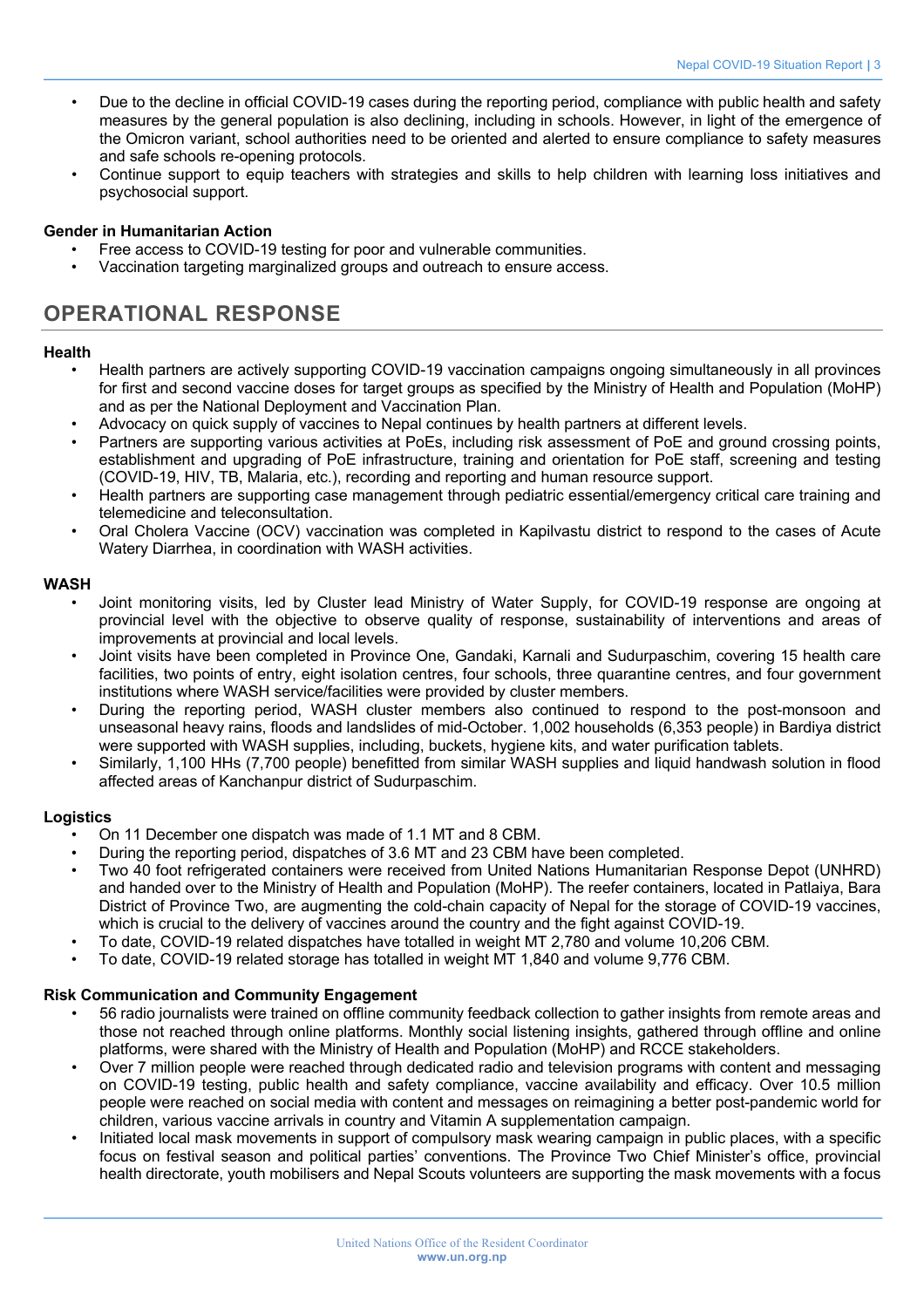- Due to the decline in official COVID-19 cases during the reporting period, compliance with public health and safety measures by the general population is also declining, including in schools. However, in light of the emergence of the Omicron variant, school authorities need to be oriented and alerted to ensure compliance to safety measures and safe schools re-opening protocols.
- Continue support to equip teachers with strategies and skills to help children with learning loss initiatives and psychosocial support.

**Gender in Humanitarian Action**

- Free access to COVID-19 testing for poor and vulnerable communities.
- Vaccination targeting marginalized groups and outreach to ensure access.

## OPERATIONAL RESPONSE

**Health**

- Health partners are actively supporting COVID-19 vaccination campaigns ongoing simultaneously in all provinces for first and second vaccine doses for target groups as specified by the Ministry of Health and Population (MoHP) and as per the National Deployment and Vaccination Plan.
- Advocacy on quick supply of vaccines to Nepal continues by health partners at different levels.
- Partners are supporting various activities at PoEs, including risk assessment of PoE and ground crossing points, establishment and upgrading of PoE infrastructure, training and orientation for PoE staff, screening and testing (COVID-19, HIV, TB, Malaria, etc.), recording and reporting and human resource support.
- Health partners are supporting case management through pediatric essential/emergency critical care training and telemedicine and teleconsultation.
- Oral Cholera Vaccine (OCV) vaccination was completed in Kapilvastu district to respond to the cases of Acute Watery Diarrhea, in coordination with WASH activities.

**WASH**

- Joint monitoring visits, led by Cluster lead Ministry of Water Supply, for COVID-19 response are ongoing at provincial level with the objective to observe quality of response, sustainability of interventions and areas of improvements at provincial and local levels.
- Joint visits have been completed in Province One, Gandaki, Karnali and Sudurpaschim, covering 15 health care facilities, two points of entry, eight isolation centres, four schools, three quarantine centres, and four government institutions where WASH service/facilities were provided by cluster members.
- During the reporting period, WASH cluster members also continued to respond to the post-monsoon and unseasonal heavy rains, floods and landslides of mid-October. 1,002 households (6,353 people) in Bardiya district were supported with WASH supplies, including, buckets, hygiene kits, and water purification tablets.
- Similarly, 1,100 HHs (7,700 people) benefitted from similar WASH supplies and liquid handwash solution in flood affected areas of Kanchanpur district of Sudurpaschim.

**Logistics**

- On 11 December one dispatch was made of 1.1 MT and 8 CBM.
- During the reporting period, dispatches of 3.6 MT and 23 CBM have been completed.
- Two 40 foot refrigerated containers were received from United Nations Humanitarian Response Depot (UNHRD) and handed over to the Ministry of Health and Population (MoHP). The reefer containers, located in Patlaiya, Bara District of Province Two, are augmenting the cold-chain capacity of Nepal for the storage of COVID-19 vaccines, which is crucial to the delivery of vaccines around the country and the fight against COVID-19.
- To date, COVID-19 related dispatches have totalled in weight MT 2,780 and volume 10,206 CBM.
- To date, COVID-19 related storage has totalled in weight MT 1,840 and volume 9,776 CBM.

**Risk Communication and Community Engagement**

- 56 radio journalists were trained on offline community feedback collection to gather insights from remote areas and those not reached through online platforms. Monthly social listening insights, gathered through offline and online platforms, were shared with the Ministry of Health and Population (MoHP) and RCCE stakeholders.
- Over 7 million people were reached through dedicated radio and television programs with content and messaging on COVID-19 testing, public health and safety compliance, vaccine availability and efficacy. Over 10.5 million people were reached on social media with content and messages on reimagining a better post-pandemic world for children, various vaccine arrivals in country and Vitamin A supplementation campaign.
- Initiated local mask movements in support of compulsory mask wearing campaign in public places, with a specific focus on festival season and political parties' conventions. The Province Two Chief Minister's office, provincial health directorate, youth mobilisers and Nepal Scouts volunteers are supporting the mask movements with a focus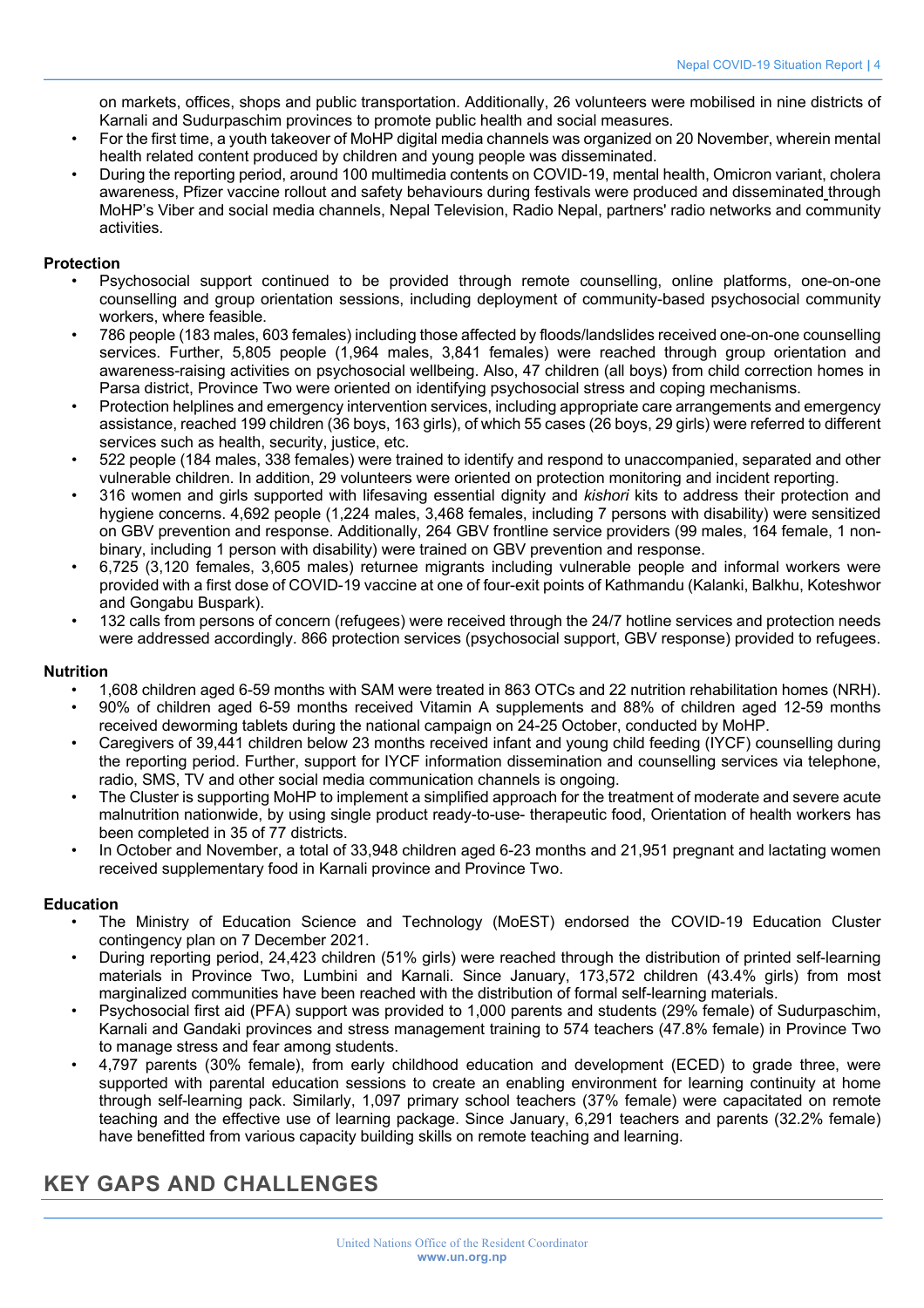on markets, offices, shops and public transportation. Additionally, 26 volunteers were mobilised in nine districts of Karnali and Sudurpaschim provinces to promote public health and social measures.

- For the first time, a youth takeover of MoHP digital media channels was organized on 20 November, wherein mental health related content produced by children and young people was disseminated.
- During the reporting period, around 100 multimedia contents on COVID-19, mental health, Omicron variant, cholera awareness, Pfizer vaccine rollout and safety behaviours during festivals were produced and disseminated through MoHP's Viber and social media channels, Nepal Television, Radio Nepal, partners' radio networks and community activities.

**Protection**

- Psychosocial support continued to be provided through remote counselling, online platforms, one-on-one counselling and group orientation sessions, including deployment of community-based psychosocial community workers, where feasible.
- 786 people (183 males, 603 females) including those affected by floods/landslides received one-on-one counselling services. Further, 5,805 people (1,964 males, 3,841 females) were reached through group orientation and awareness-raising activities on psychosocial wellbeing. Also, 47 children (all boys) from child correction homes in Parsa district, Province Two were oriented on identifying psychosocial stress and coping mechanisms.
- Protection helplines and emergency intervention services, including appropriate care arrangements and emergency assistance, reached 199 children (36 boys, 163 girls), of which 55 cases (26 boys, 29 girls) were referred to different services such as health, security, justice, etc.
- 522 people (184 males, 338 females) were trained to identify and respond to unaccompanied, separated and other vulnerable children. In addition, 29 volunteers were oriented on protection monitoring and incident reporting.
- 316 women and girls supported with lifesaving essential dignity and *kishori* kits to address their protection and hygiene concerns. 4,692 people (1,224 males, 3,468 females, including 7 persons with disability) were sensitized on GBV prevention and response. Additionally, 264 GBV frontline service providers (99 males, 164 female, 1 non-binary, including 1 person with disability) were trained on GBV prevention and response.
- 6,725 (3,120 females, 3,605 males) returnee migrants including vulnerable people and informal workers were provided with a first dose of COVID-19 vaccine at one of four-exit points of Kathmandu (Kalanki, Balkhu, Koteshwor and Gongabu Buspark).
- 132 calls from persons of concern (refugees) were received through the 24/7 hotline services and protection needs were addressed accordingly. 866 protection services (psychosocial support, GBV response) provided to refugees.

**Nutrition**

- 1,608 children aged 6-59 months with SAM were treated in 863 OTCs and 22 nutrition rehabilitation homes (NRH).
- 90% of children aged 6-59 months received Vitamin A supplements and 88% of children aged 12-59 months received deworming tablets during the national campaign on 24-25 October, conducted by MoHP.
- Caregivers of 39,441 children below 23 months received infant and young child feeding (IYCF) counselling during the reporting period. Further, support for IYCF information dissemination and counselling services via telephone, radio, SMS, TV and other social media communication channels is ongoing.
- The Cluster is supporting MoHP to implement a simplified approach for the treatment of moderate and severe acute malnutrition nationwide, by using single product ready-to-use- therapeutic food, Orientation of health workers has been completed in 35 of 77 districts.
- In October and November, a total of 33,948 children aged 6-23 months and 21,951 pregnant and lactating women received supplementary food in Karnali province and Province Two.

**Education**

- The Ministry of Education Science and Technology (MoEST) endorsed the COVID-19 Education Cluster contingency plan on 7 December 2021.
- During reporting period, 24,423 children (51% girls) were reached through the distribution of printed self-learning materials in Province Two, Lumbini and Karnali. Since January, 173,572 children (43.4% girls) from most marginalized communities have been reached with the distribution of formal self-learning materials.
- Psychosocial first aid (PFA) support was provided to 1,000 parents and students (29% female) of Sudurpaschim, Karnali and Gandaki provinces and stress management training to 574 teachers (47.8% female) in Province Two to manage stress and fear among students.
- 4,797 parents (30% female), from early childhood education and development (ECED) to grade three, were supported with parental education sessions to create an enabling environment for learning continuity at home through self-learning pack. Similarly, 1,097 primary school teachers (37% female) were capacitated on remote teaching and the effective use of learning package. Since January, 6,291 teachers and parents (32.2% female) have benefitted from various capacity building skills on remote teaching and learning.

## KEY GAPS AND CHALLENGES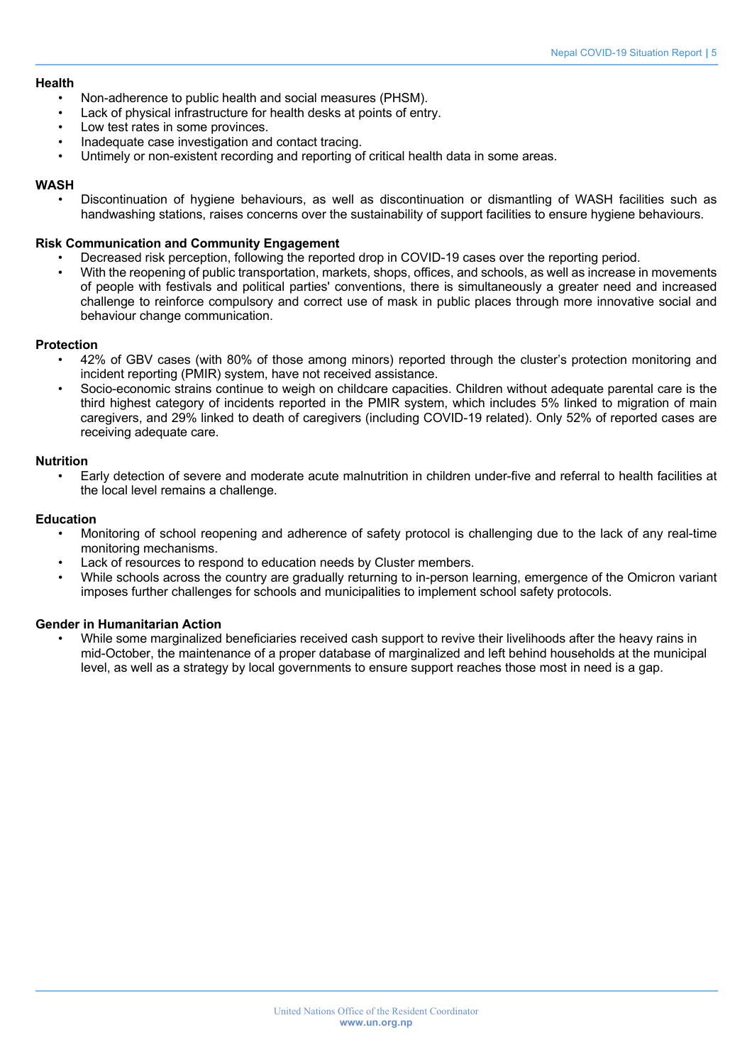**Health**

- Non-adherence to public health and social measures (PHSM).
- Lack of physical infrastructure for health desks at points of entry.
- Low test rates in some provinces.
- Inadequate case investigation and contact tracing.
- Untimely or non-existent recording and reporting of critical health data in some areas.

**WASH**

- Discontinuation of hygiene behaviours, as well as discontinuation or dismantling of WASH facilities such as handwashing stations, raises concerns over the sustainability of support facilities to ensure hygiene behaviours.

**Risk Communication and Community Engagement**

- Decreased risk perception, following the reported drop in COVID-19 cases over the reporting period.
- With the reopening of public transportation, markets, shops, offices, and schools, as well as increase in movements of people with festivals and political parties' conventions, there is simultaneously a greater need and increased challenge to reinforce compulsory and correct use of mask in public places through more innovative social and behaviour change communication.

**Protection**

- 42% of GBV cases (with 80% of those among minors) reported through the cluster's protection monitoring and incident reporting (PMIR) system, have not received assistance.
- Socio-economic strains continue to weigh on childcare capacities. Children without adequate parental care is the third highest category of incidents reported in the PMIR system, which includes 5% linked to migration of main caregivers, and 29% linked to death of caregivers (including COVID-19 related). Only 52% of reported cases are receiving adequate care.

**Nutrition**

- Early detection of severe and moderate acute malnutrition in children under-five and referral to health facilities at the local level remains a challenge.

**Education**

- Monitoring of school reopening and adherence of safety protocol is challenging due to the lack of any real-time monitoring mechanisms.
- Lack of resources to respond to education needs by Cluster members.
- While schools across the country are gradually returning to in-person learning, emergence of the Omicron variant imposes further challenges for schools and municipalities to implement school safety protocols.

**Gender in Humanitarian Action**

- While some marginalized beneficiaries received cash support to revive their livelihoods after the heavy rains in mid-October, the maintenance of a proper database of marginalized and left behind households at the municipal level, as well as a strategy by local governments to ensure support reaches those most in need is a gap.